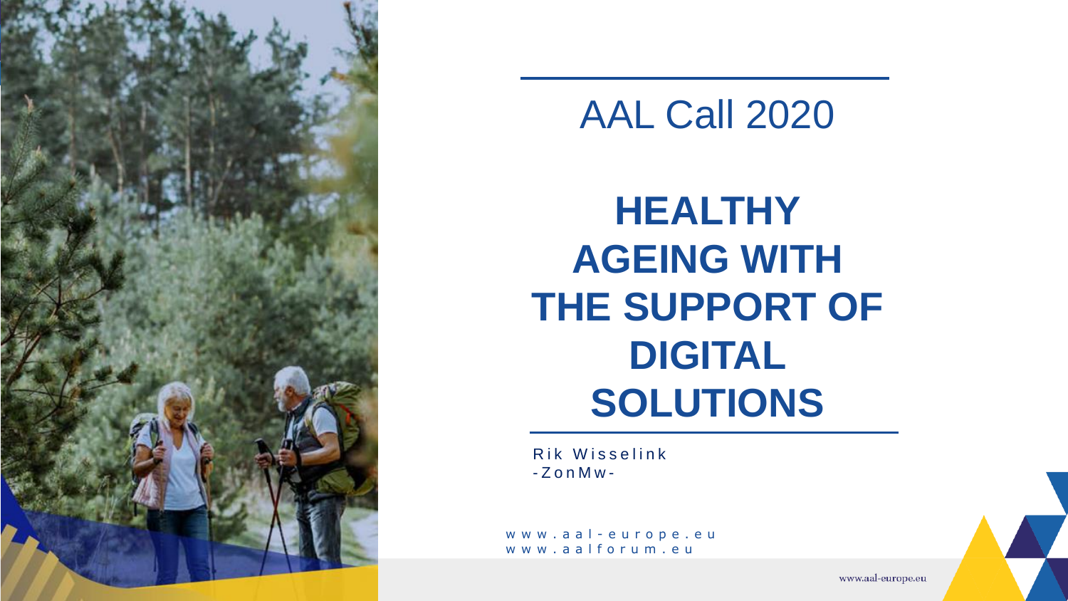# AAL Call 2020

# HEALTHY AGEING WITH THE SUPPORT OF DIGITAL SOLUTIONS

Rik Wisselink
-ZonMw-

www.aal-europe.eu
www.aalforum.eu

www.aal-europe.eu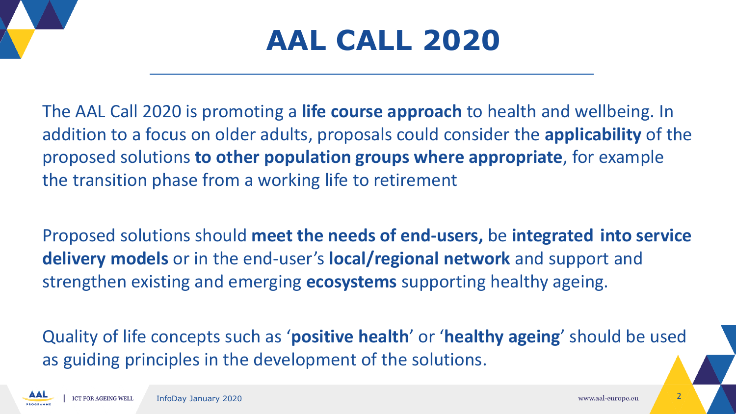# AAL CALL 2020

The AAL Call 2020 is promoting a **life course approach** to health and wellbeing. In addition to a focus on older adults, proposals could consider the **applicability** of the proposed solutions **to other population groups where appropriate**, for example the transition phase from a working life to retirement

Proposed solutions should **meet the needs of end-users,** be **integrated into service delivery models** or in the end-user's **local/regional network** and support and strengthen existing and emerging **ecosystems** supporting healthy ageing.

Quality of life concepts such as '**positive health**' or '**healthy ageing**' should be used as guiding principles in the development of the solutions.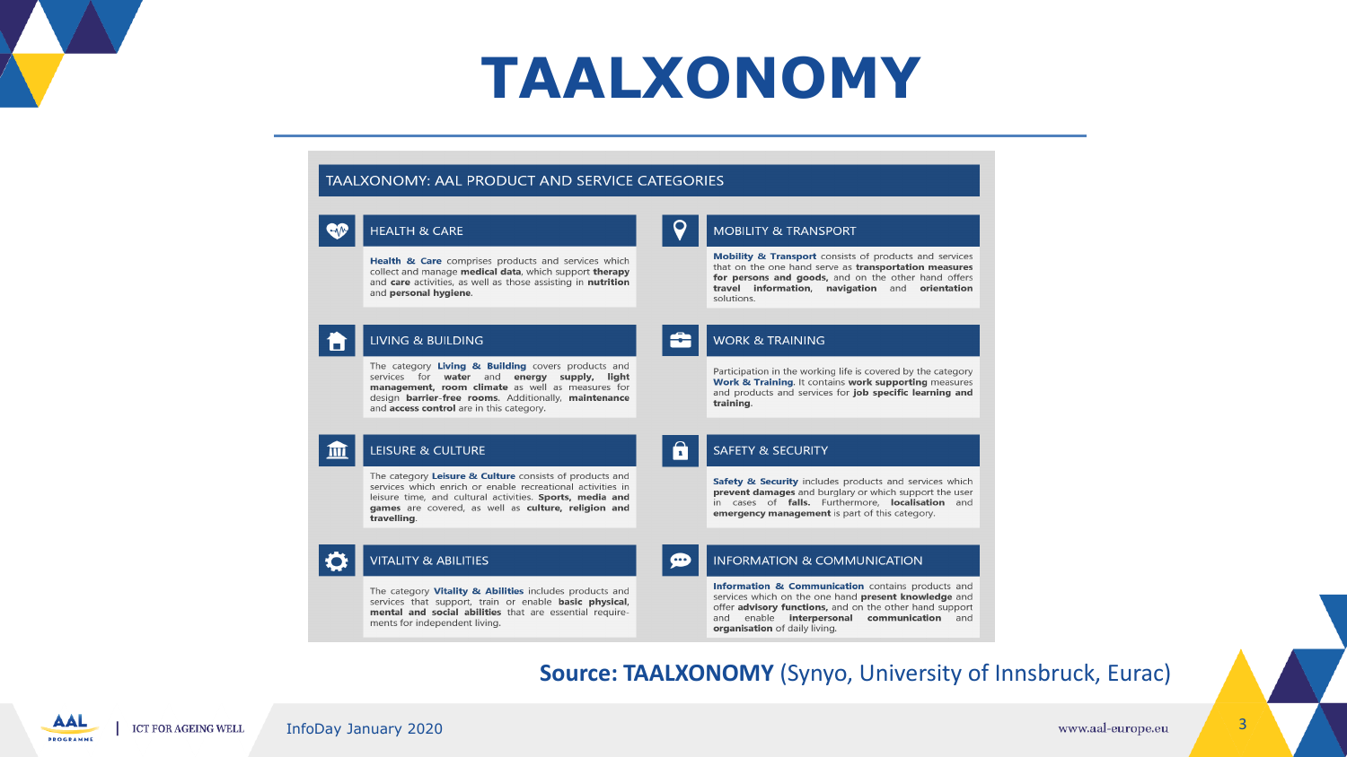# TAALXONOMY

## TAALXONOMY: AAL PRODUCT AND SERVICE CATEGORIES

### HEALTH & CARE

**Health & Care** comprises products and services which collect and manage **medical data**, which support **therapy** and **care** activities, as well as those assisting in **nutrition** and **personal hygiene**.

### MOBILITY & TRANSPORT

**Mobility & Transport** consists of products and services that on the one hand serve as **transportation measures for persons and goods,** and on the other hand offers **travel information**, **navigation** and **orientation** solutions.

### LIVING & BUILDING

The category **Living & Building** covers products and services for **water** and **energy supply, light management, room climate** as well as measures for design **barrier-free rooms**. Additionally, **maintenance** and **access control** are in this category.

### WORK & TRAINING

Participation in the working life is covered by the category **Work & Training**. It contains **work supporting** measures and products and services for **job specific learning and training**.

### LEISURE & CULTURE

The category **Leisure & Culture** consists of products and services which enrich or enable recreational activities in leisure time, and cultural activities. **Sports, media and games** are covered, as well as **culture, religion and travelling**.

### SAFETY & SECURITY

**Safety & Security** includes products and services which **prevent damages** and burglary or which support the user in cases of **falls.** Furthermore, **localisation** and **emergency management** is part of this category.

### VITALITY & ABILITIES

The category **Vitality & Abilities** includes products and services that support, train or enable **basic physical, mental and social abilities** that are essential requirements for independent living.

### INFORMATION & COMMUNICATION

**Information & Communication** contains products and services which on the one hand **present knowledge** and offer **advisory functions,** and on the other hand support and enable **interpersonal communication** and **organisation** of daily living.

**Source: TAALXONOMY** (Synyo, University of Innsbruck, Eurac)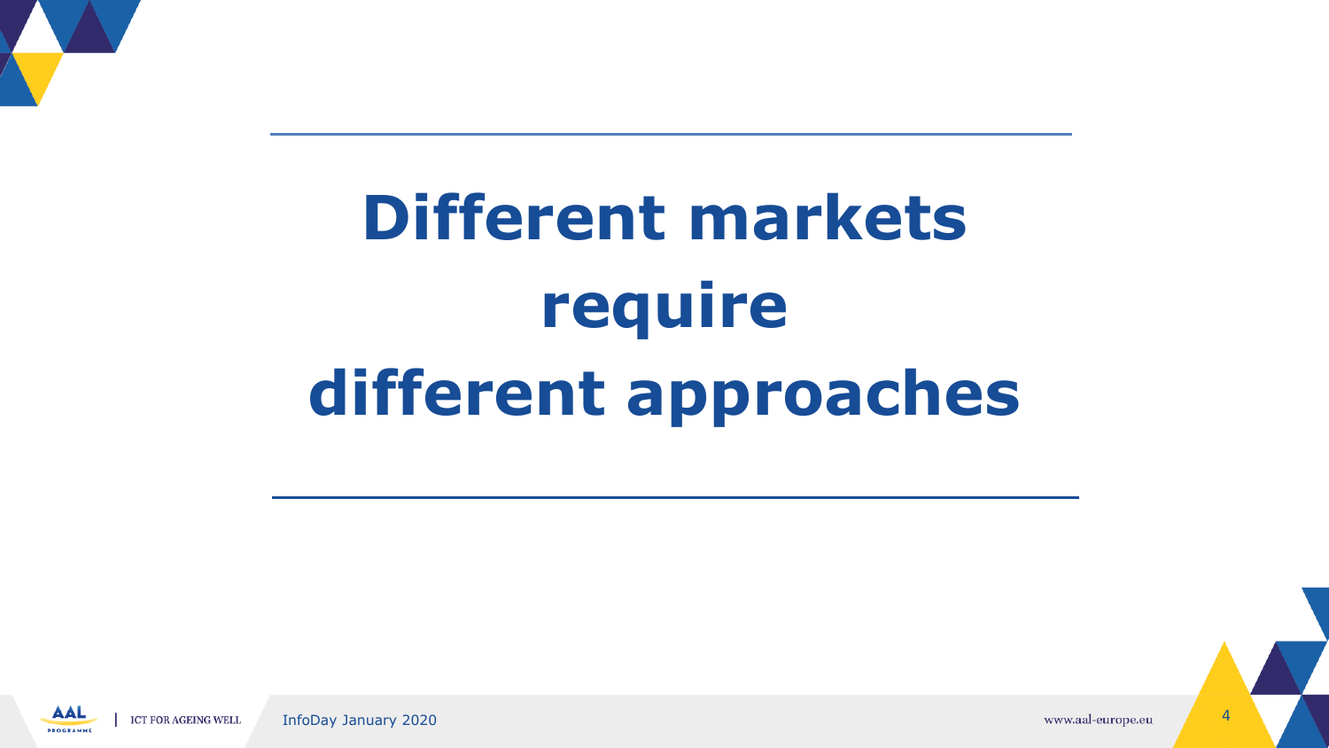# Different markets require different approaches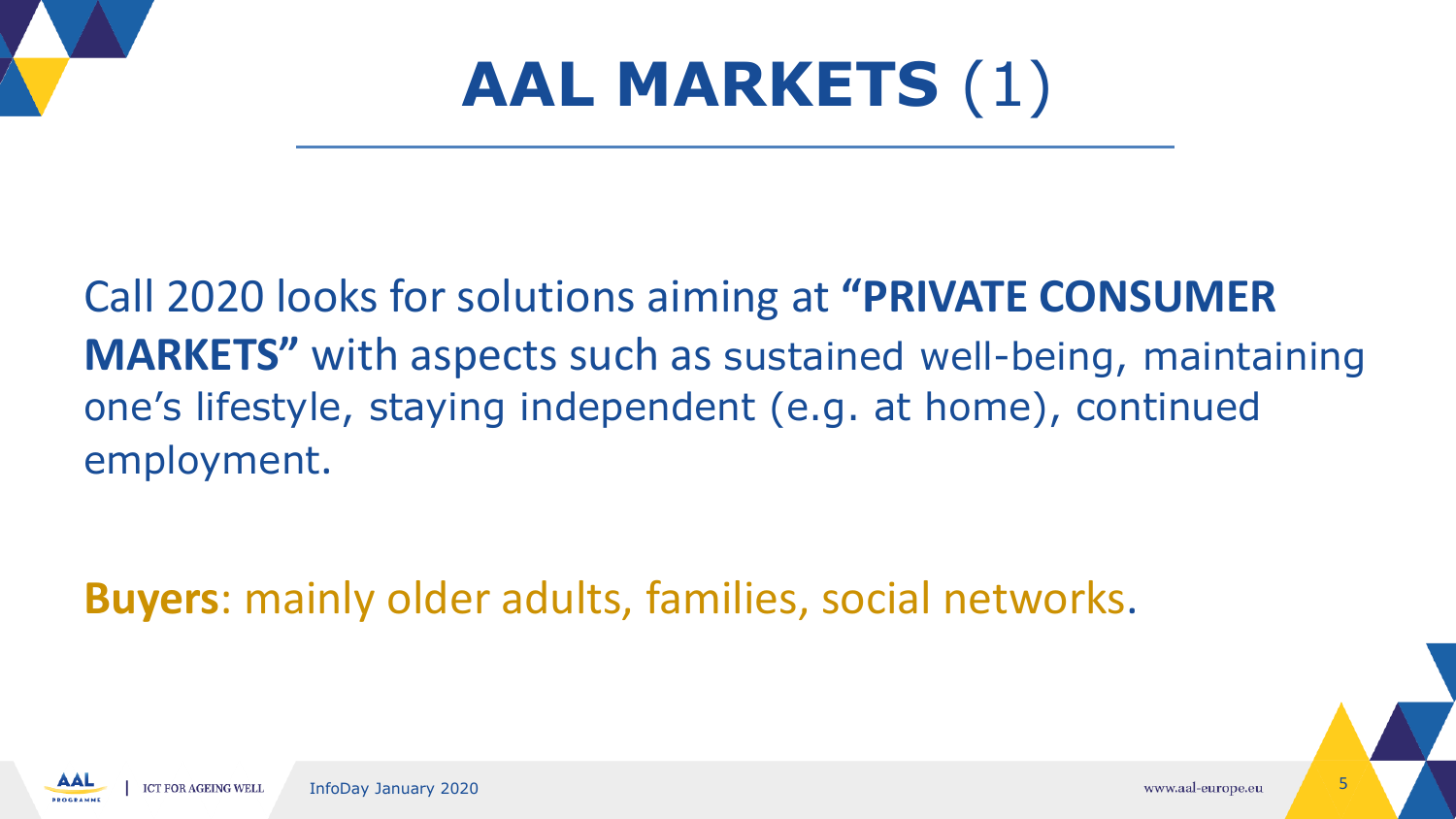# AAL MARKETS (1)

Call 2020 looks for solutions aiming at **"PRIVATE CONSUMER MARKETS"** with aspects such as sustained well-being, maintaining one's lifestyle, staying independent (e.g. at home), continued employment.

**Buyers**: mainly older adults, families, social networks.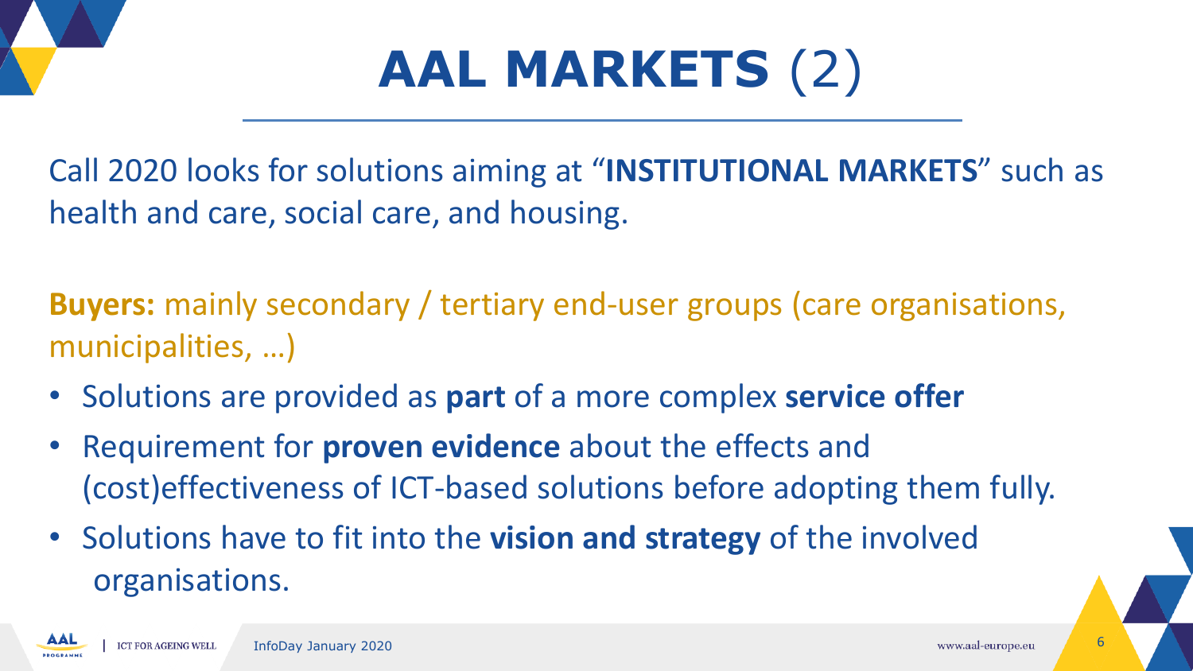# **AAL MARKETS** (2)

Call 2020 looks for solutions aiming at "**INSTITUTIONAL MARKETS**" such as health and care, social care, and housing.

**Buyers:** mainly secondary / tertiary end-user groups (care organisations, municipalities, …)

- Solutions are provided as **part** of a more complex **service offer**
- Requirement for **proven evidence** about the effects and (cost)effectiveness of ICT-based solutions before adopting them fully.
- Solutions have to fit into the **vision and strategy** of the involved organisations.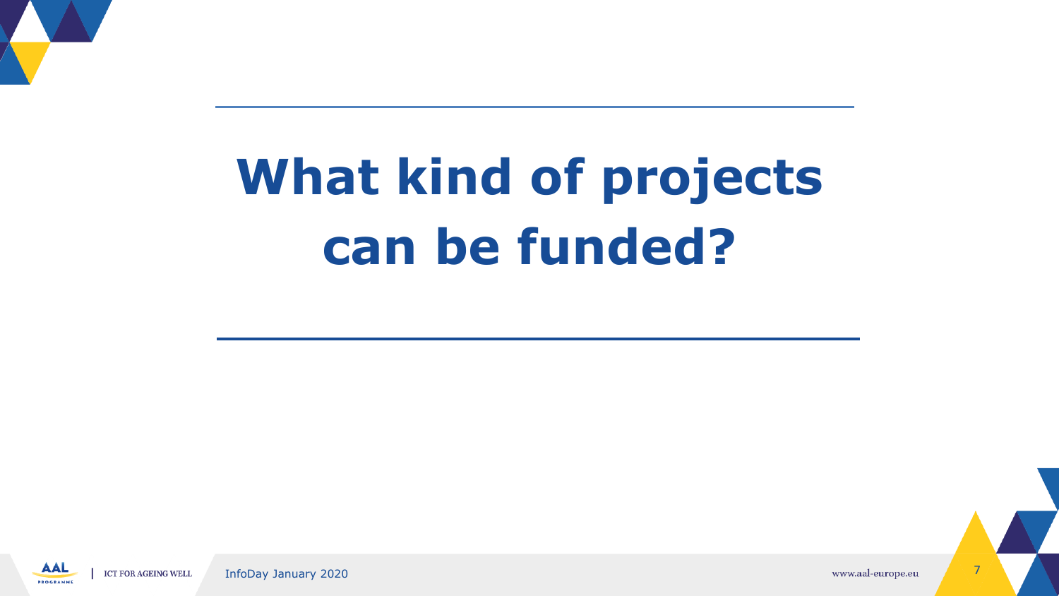# What kind of projects can be funded?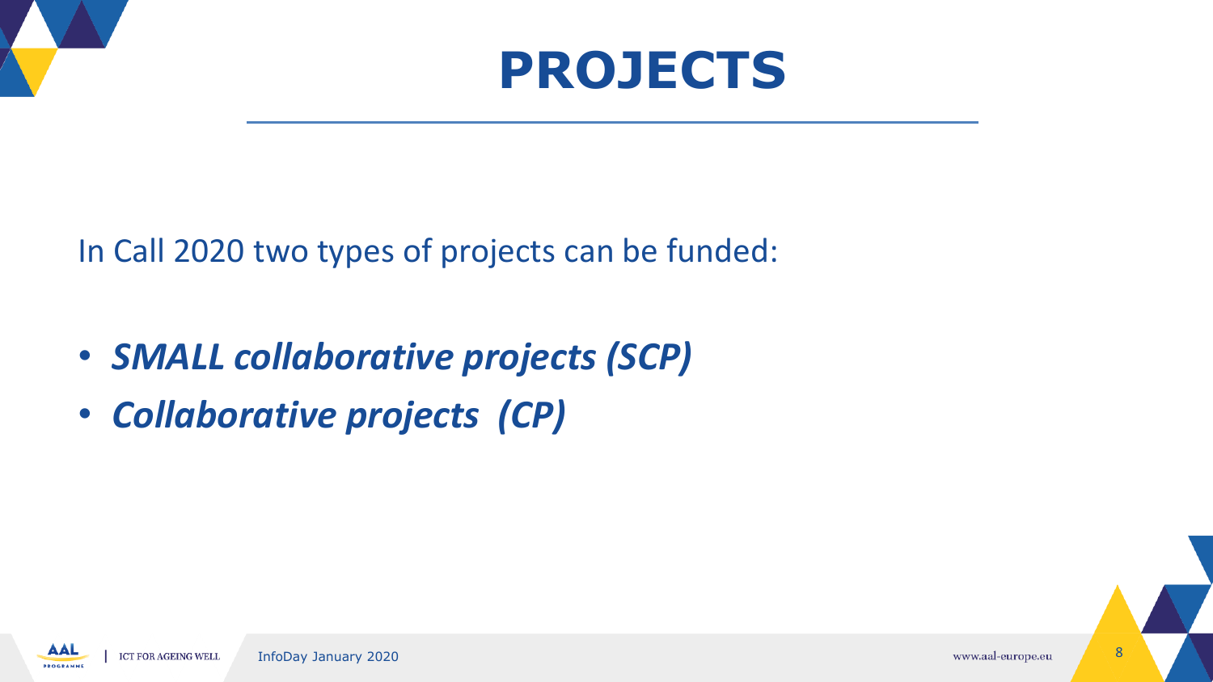# PROJECTS

In Call 2020 two types of projects can be funded:

- ***SMALL collaborative projects (SCP)***
- ***Collaborative projects (CP)***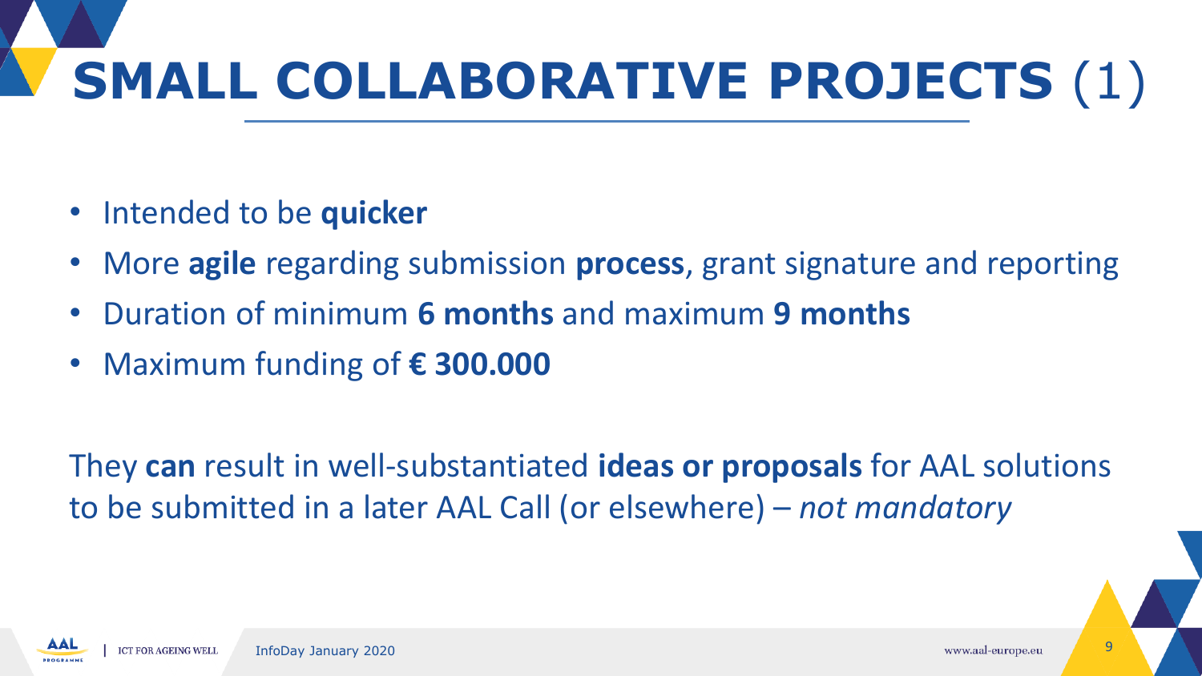# **SMALL COLLABORATIVE PROJECTS** (1)

- Intended to be **quicker**
- More **agile** regarding submission **process**, grant signature and reporting
- Duration of minimum **6 months** and maximum **9 months**
- Maximum funding of **€ 300.000**

They **can** result in well-substantiated **ideas or proposals** for AAL solutions to be submitted in a later AAL Call (or elsewhere) – *not mandatory*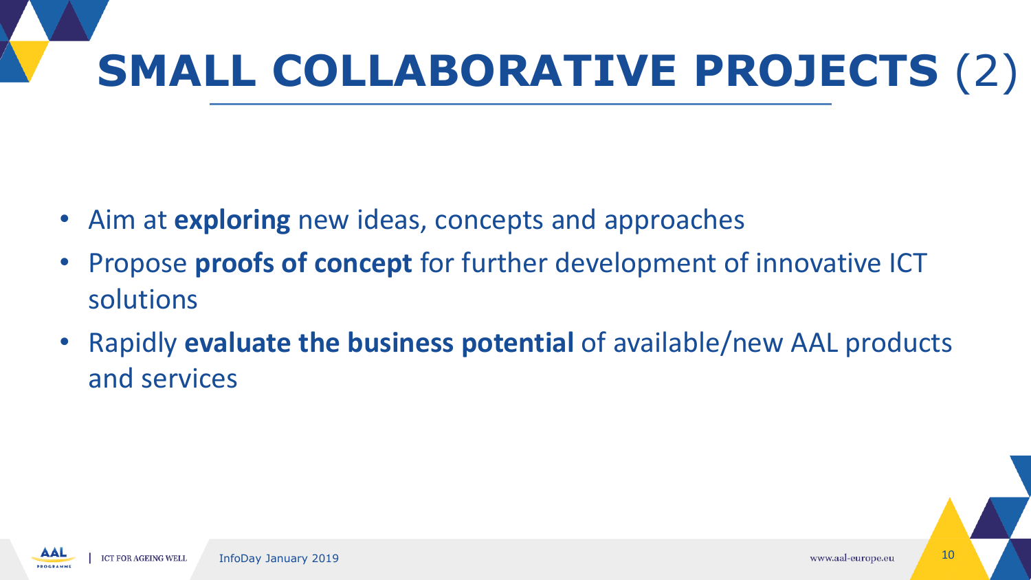# **SMALL COLLABORATIVE PROJECTS** (2)

- Aim at **exploring** new ideas, concepts and approaches
- Propose **proofs of concept** for further development of innovative ICT solutions
- Rapidly **evaluate the business potential** of available/new AAL products and services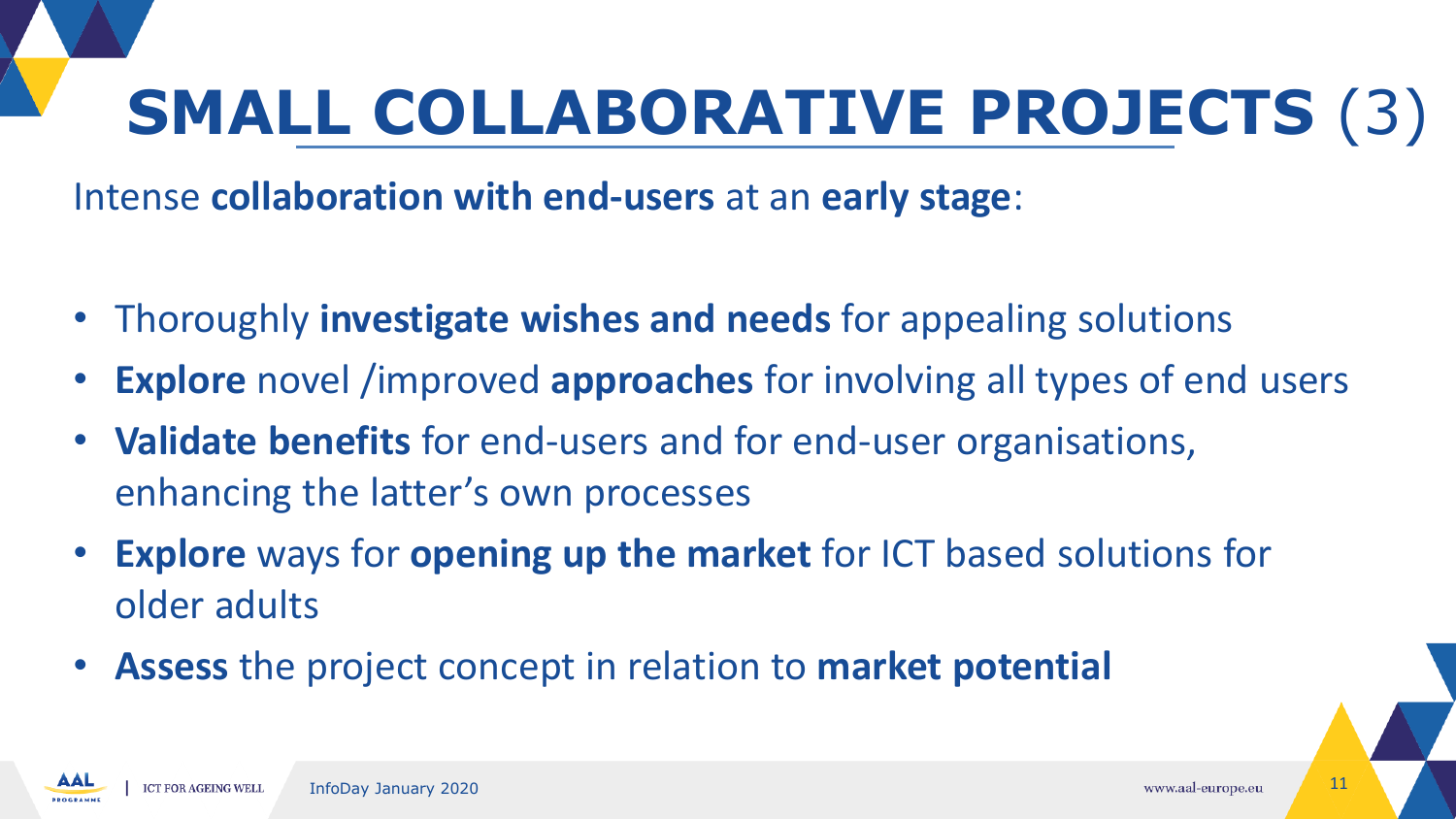# **SMALL COLLABORATIVE PROJECTS** (3)

Intense **collaboration with end-users** at an **early stage**:

- Thoroughly **investigate wishes and needs** for appealing solutions
- **Explore** novel /improved **approaches** for involving all types of end users
- **Validate benefits** for end-users and for end-user organisations, enhancing the latter's own processes
- **Explore** ways for **opening up the market** for ICT based solutions for older adults
- **Assess** the project concept in relation to **market potential**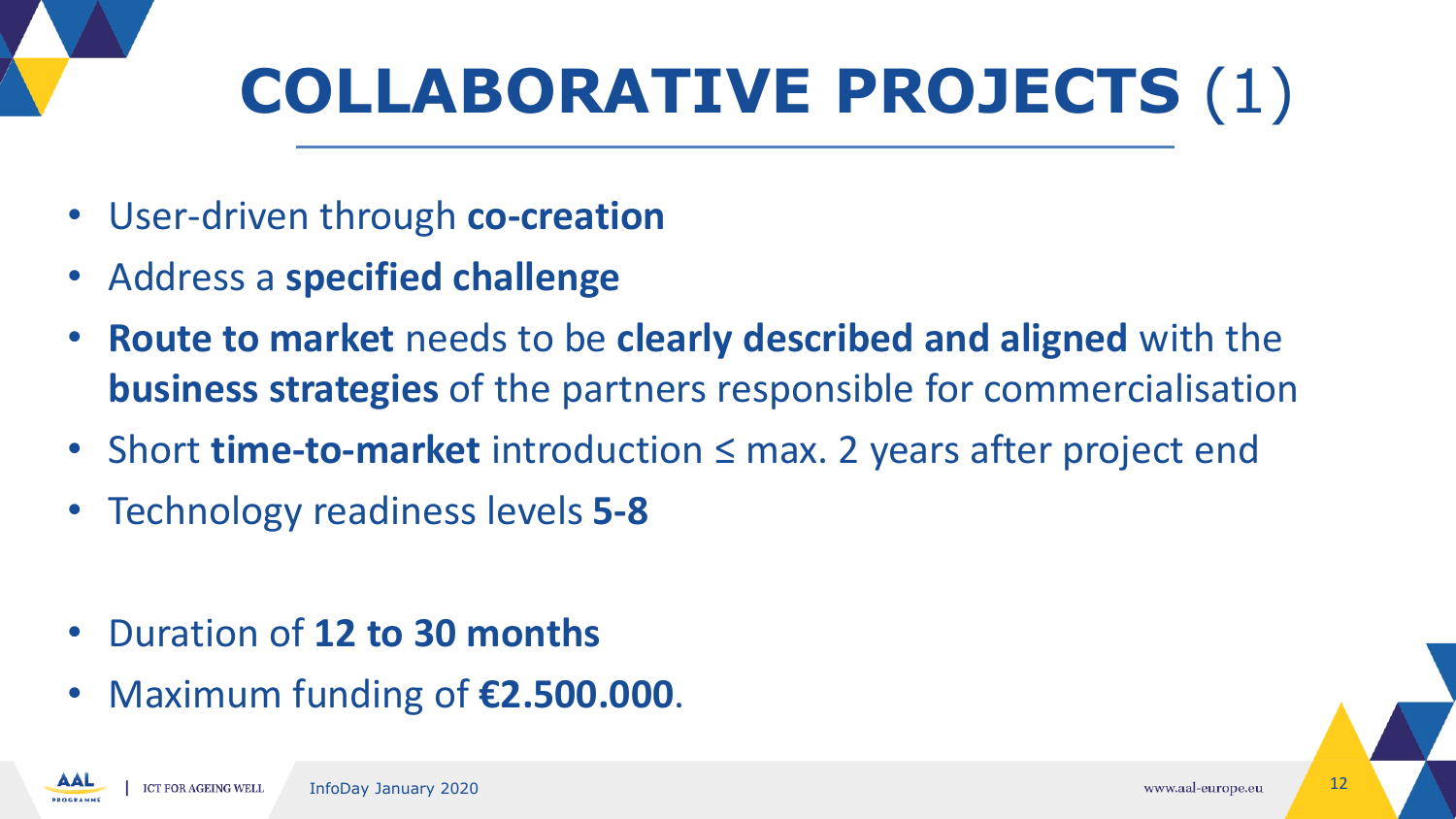# **COLLABORATIVE PROJECTS** (1)

- User-driven through **co-creation**
- Address a **specified challenge**
- **Route to market** needs to be **clearly described and aligned** with the **business strategies** of the partners responsible for commercialisation
- Short **time-to-market** introduction ≤ max. 2 years after project end
- Technology readiness levels **5-8**

- Duration of **12 to 30 months**
- Maximum funding of **€2.500.000**.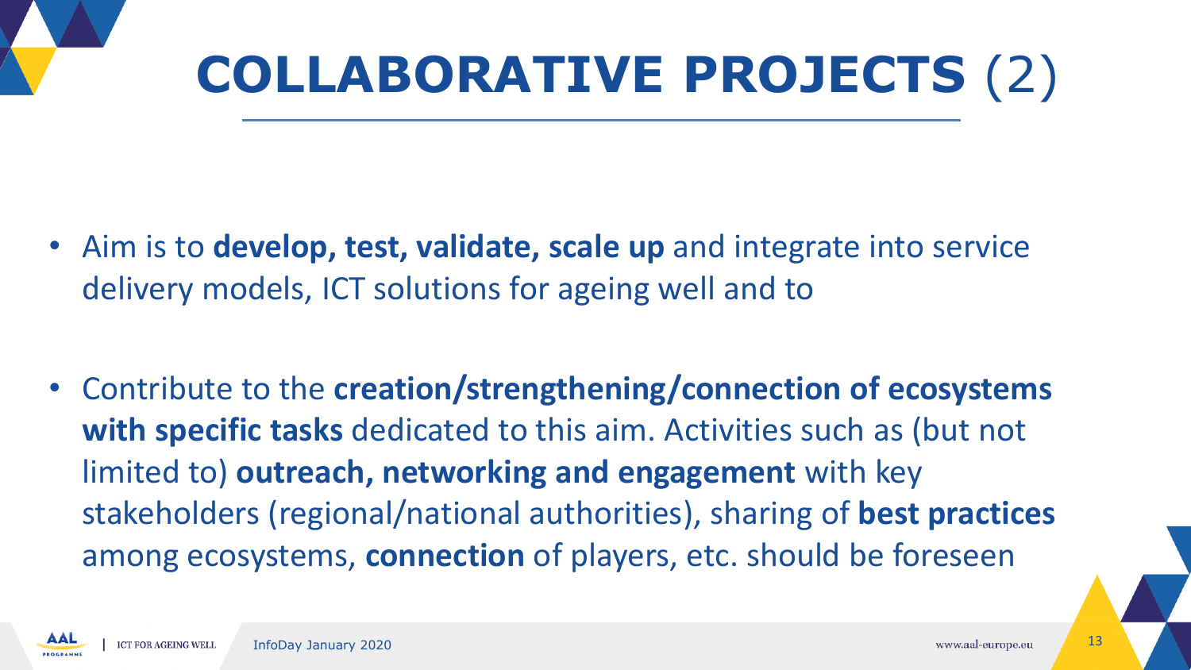# **COLLABORATIVE PROJECTS** (2)

- Aim is to **develop, test, validate, scale up** and integrate into service delivery models, ICT solutions for ageing well and to
- Contribute to the **creation/strengthening/connection of ecosystems with specific tasks** dedicated to this aim. Activities such as (but not limited to) **outreach, networking and engagement** with key stakeholders (regional/national authorities), sharing of **best practices** among ecosystems, **connection** of players, etc. should be foreseen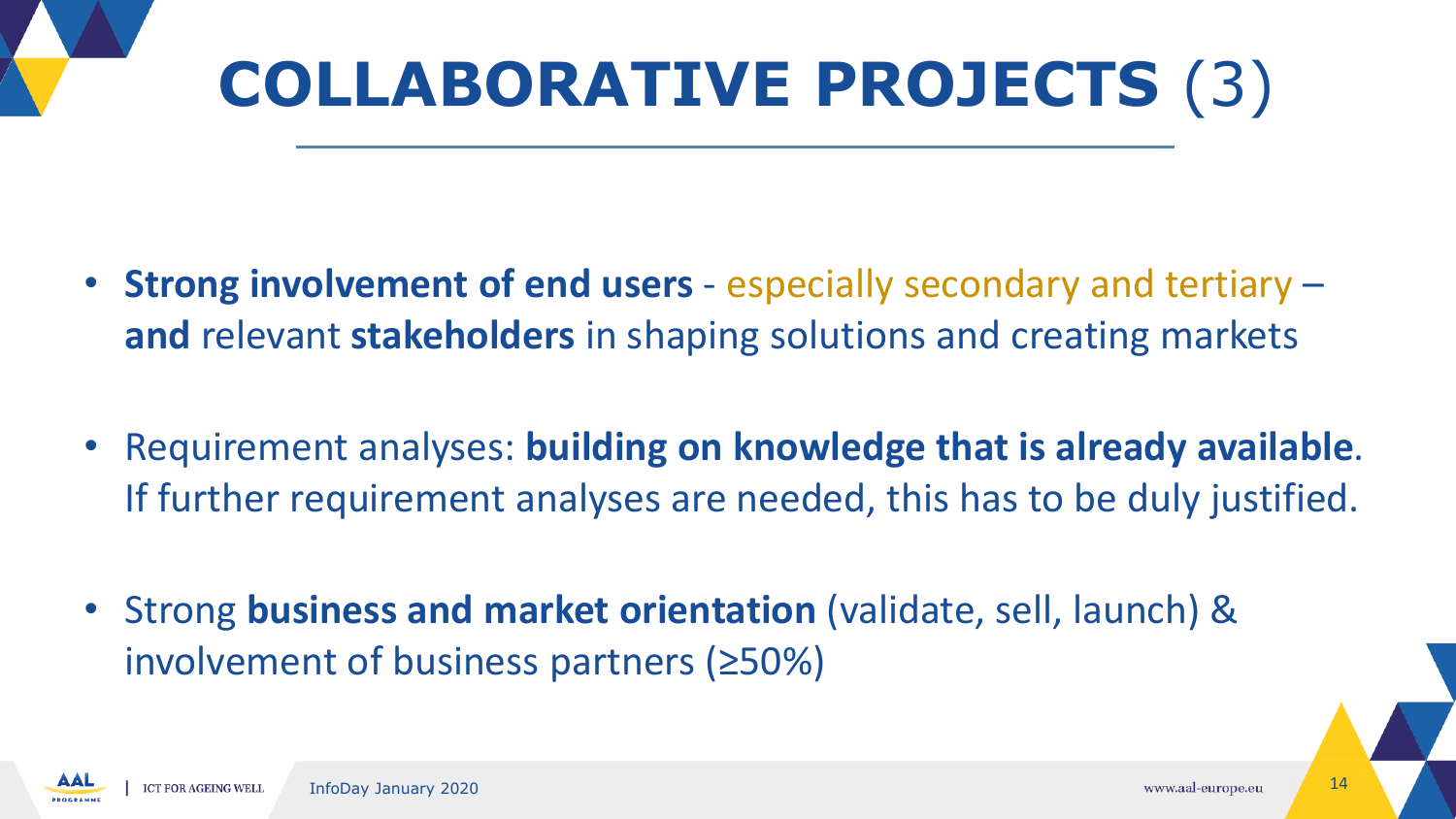# **COLLABORATIVE PROJECTS** (3)

- **Strong involvement of end users** - especially secondary and tertiary – **and** relevant **stakeholders** in shaping solutions and creating markets

- Requirement analyses: **building on knowledge that is already available**. If further requirement analyses are needed, this has to be duly justified.

- Strong **business and market orientation** (validate, sell, launch) & involvement of business partners (≥50%)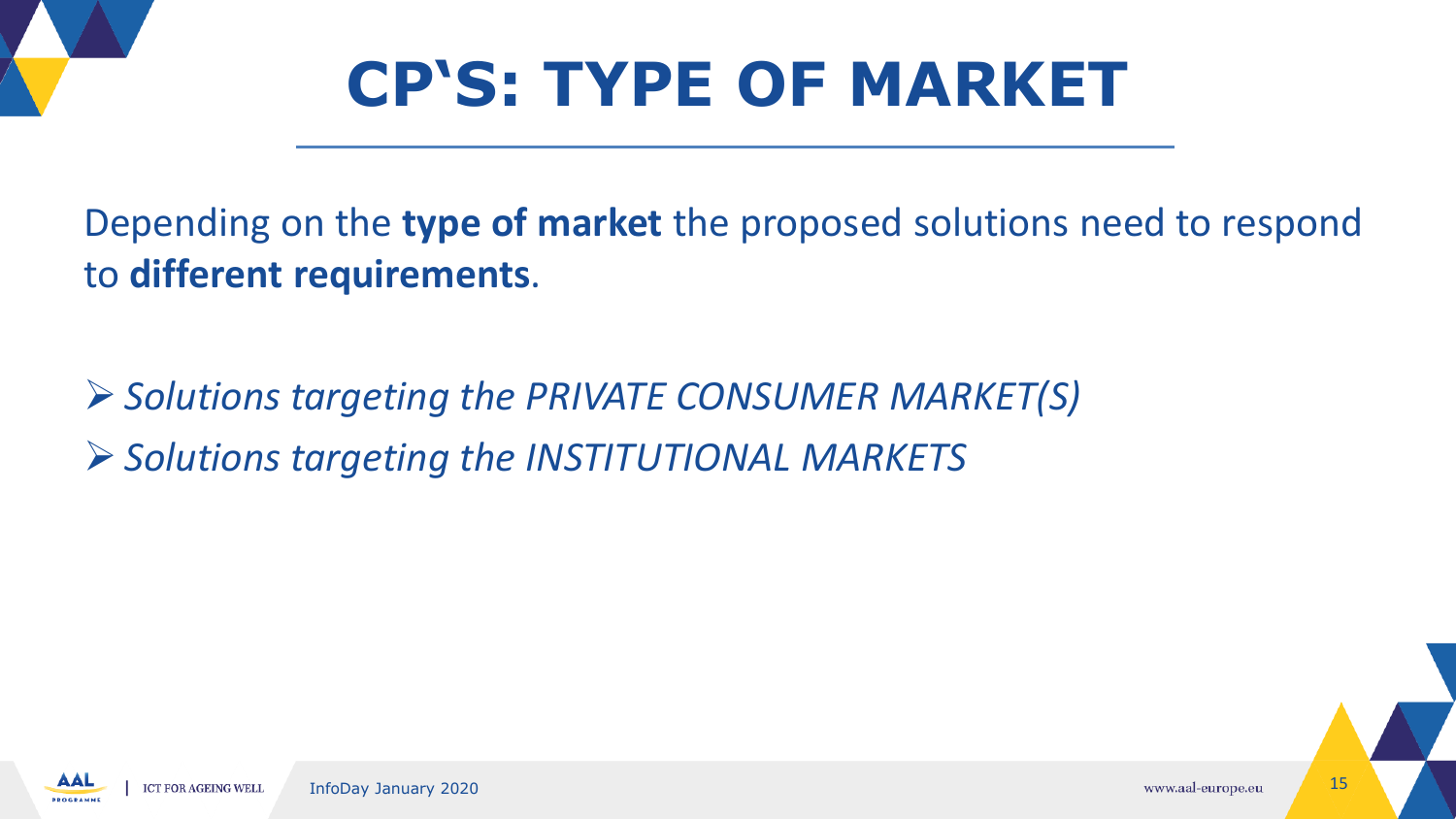# CP'S: TYPE OF MARKET

Depending on the **type of market** the proposed solutions need to respond to **different requirements**.

- *Solutions targeting the PRIVATE CONSUMER MARKET(S)*
- *Solutions targeting the INSTITUTIONAL MARKETS*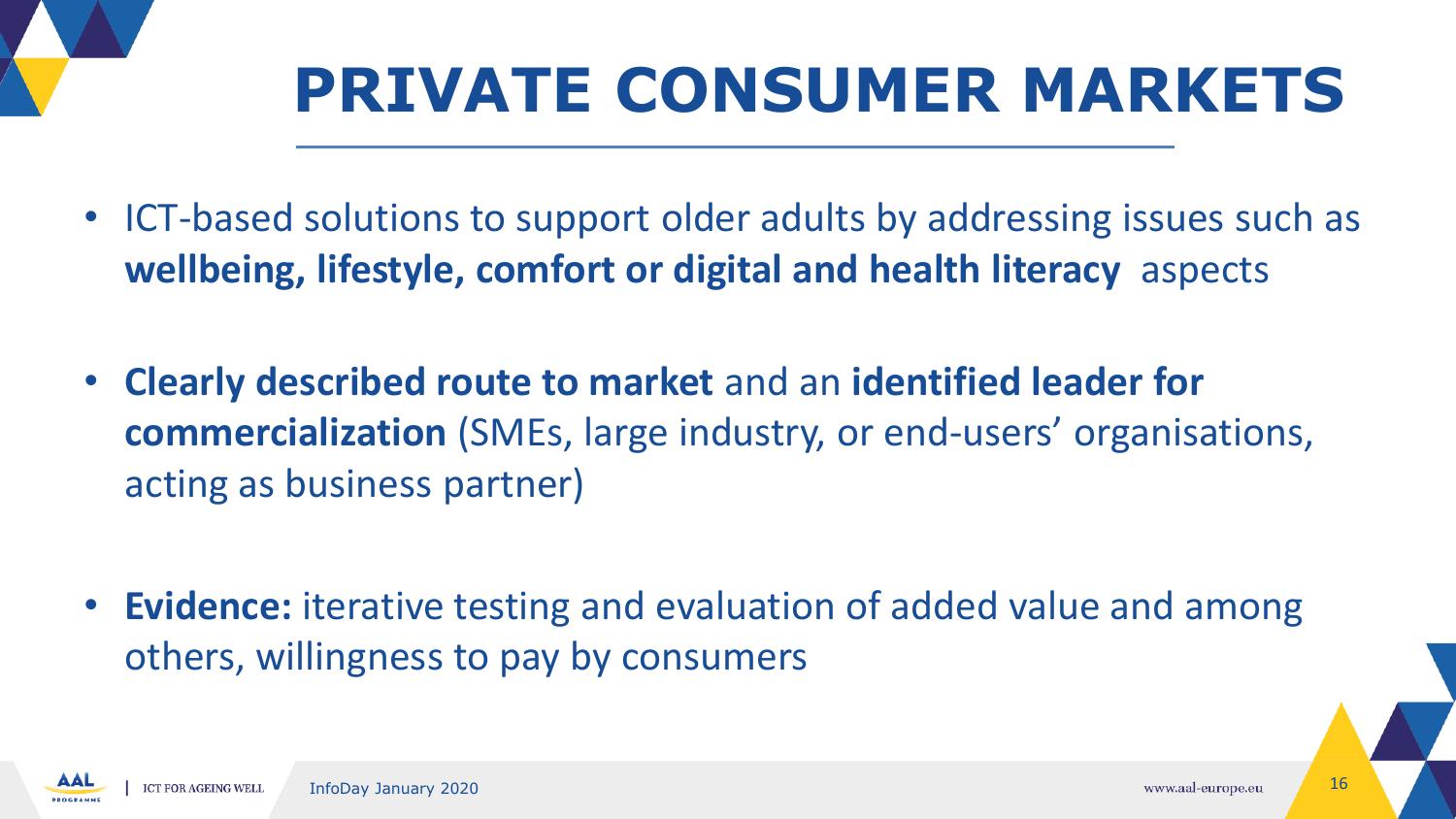# PRIVATE CONSUMER MARKETS

- ICT-based solutions to support older adults by addressing issues such as **wellbeing, lifestyle, comfort or digital and health literacy** aspects
- **Clearly described route to market** and an **identified leader for commercialization** (SMEs, large industry, or end-users' organisations, acting as business partner)
- **Evidence:** iterative testing and evaluation of added value and among others, willingness to pay by consumers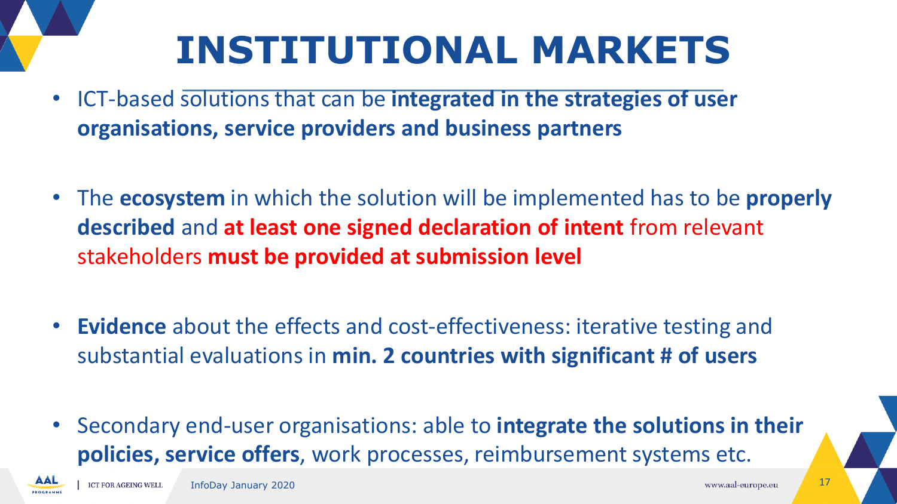# INSTITUTIONAL MARKETS

- ICT-based solutions that can be **integrated in the strategies of user organisations, service providers and business partners**
- The **ecosystem** in which the solution will be implemented has to be **properly described** and **at least one signed declaration of intent** from relevant stakeholders **must be provided at submission level**
- **Evidence** about the effects and cost-effectiveness: iterative testing and substantial evaluations in **min. 2 countries with significant # of users**
- Secondary end-user organisations: able to **integrate the solutions in their policies, service offers**, work processes, reimbursement systems etc.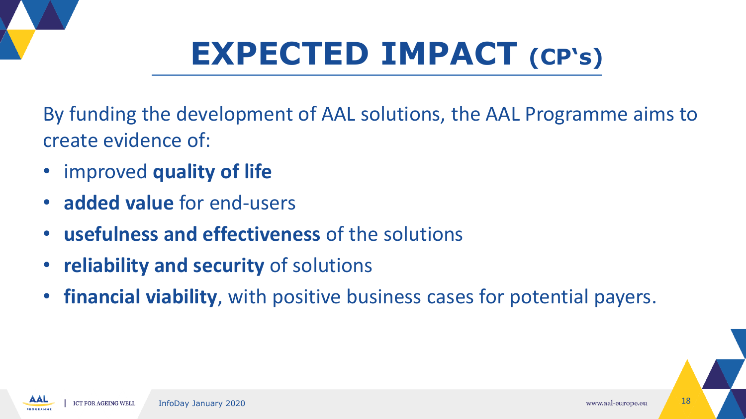# EXPECTED IMPACT (CP‘s)

By funding the development of AAL solutions, the AAL Programme aims to create evidence of:

- improved **quality of life**
- **added value** for end-users
- **usefulness and effectiveness** of the solutions
- **reliability and security** of solutions
- **financial viability**, with positive business cases for potential payers.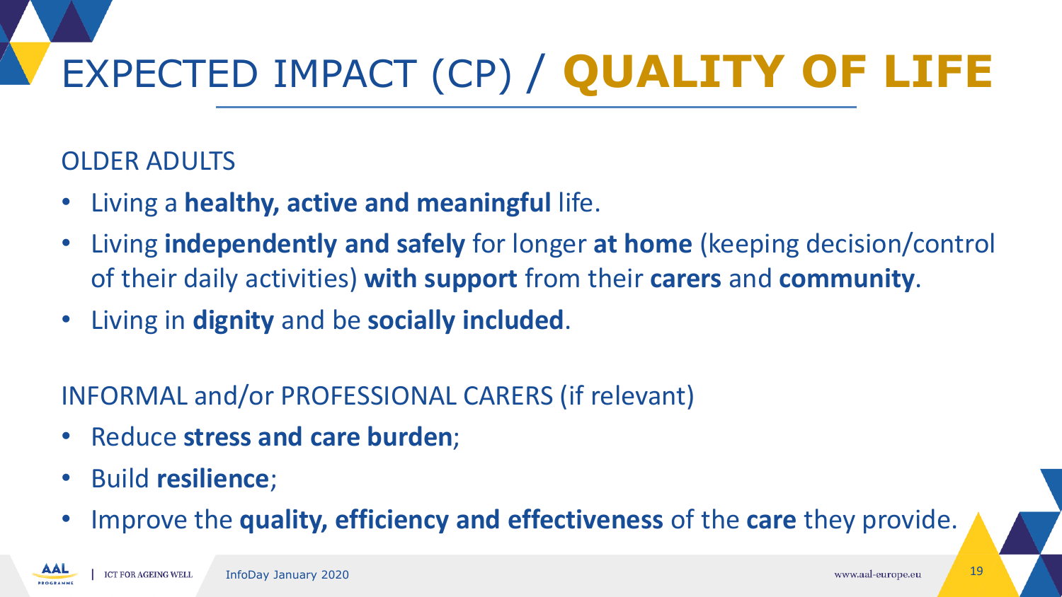# EXPECTED IMPACT (CP) / **QUALITY OF LIFE**

OLDER ADULTS

- Living a **healthy, active and meaningful** life.
- Living **independently and safely** for longer **at home** (keeping decision/control of their daily activities) **with support** from their **carers** and **community**.
- Living in **dignity** and be **socially included**.

INFORMAL and/or PROFESSIONAL CARERS (if relevant)

- Reduce **stress and care burden**;
- Build **resilience**;
- Improve the **quality, efficiency and effectiveness** of the **care** they provide.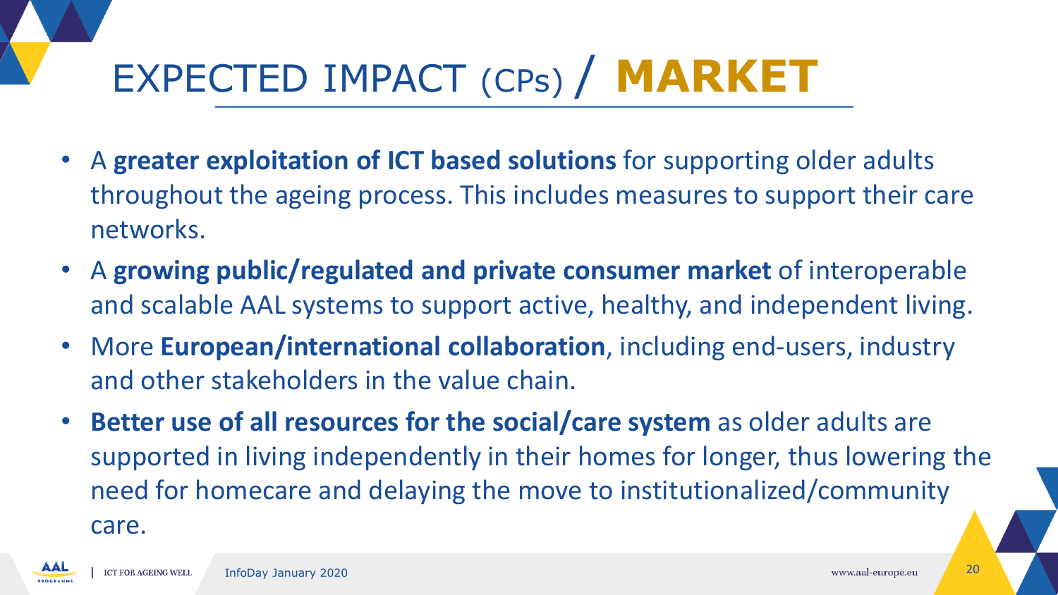# EXPECTED IMPACT (CPs) / **MARKET**

- A **greater exploitation of ICT based solutions** for supporting older adults throughout the ageing process. This includes measures to support their care networks.
- A **growing public/regulated and private consumer market** of interoperable and scalable AAL systems to support active, healthy, and independent living.
- More **European/international collaboration**, including end-users, industry and other stakeholders in the value chain.
- **Better use of all resources for the social/care system** as older adults are supported in living independently in their homes for longer, thus lowering the need for homecare and delaying the move to institutionalized/community care.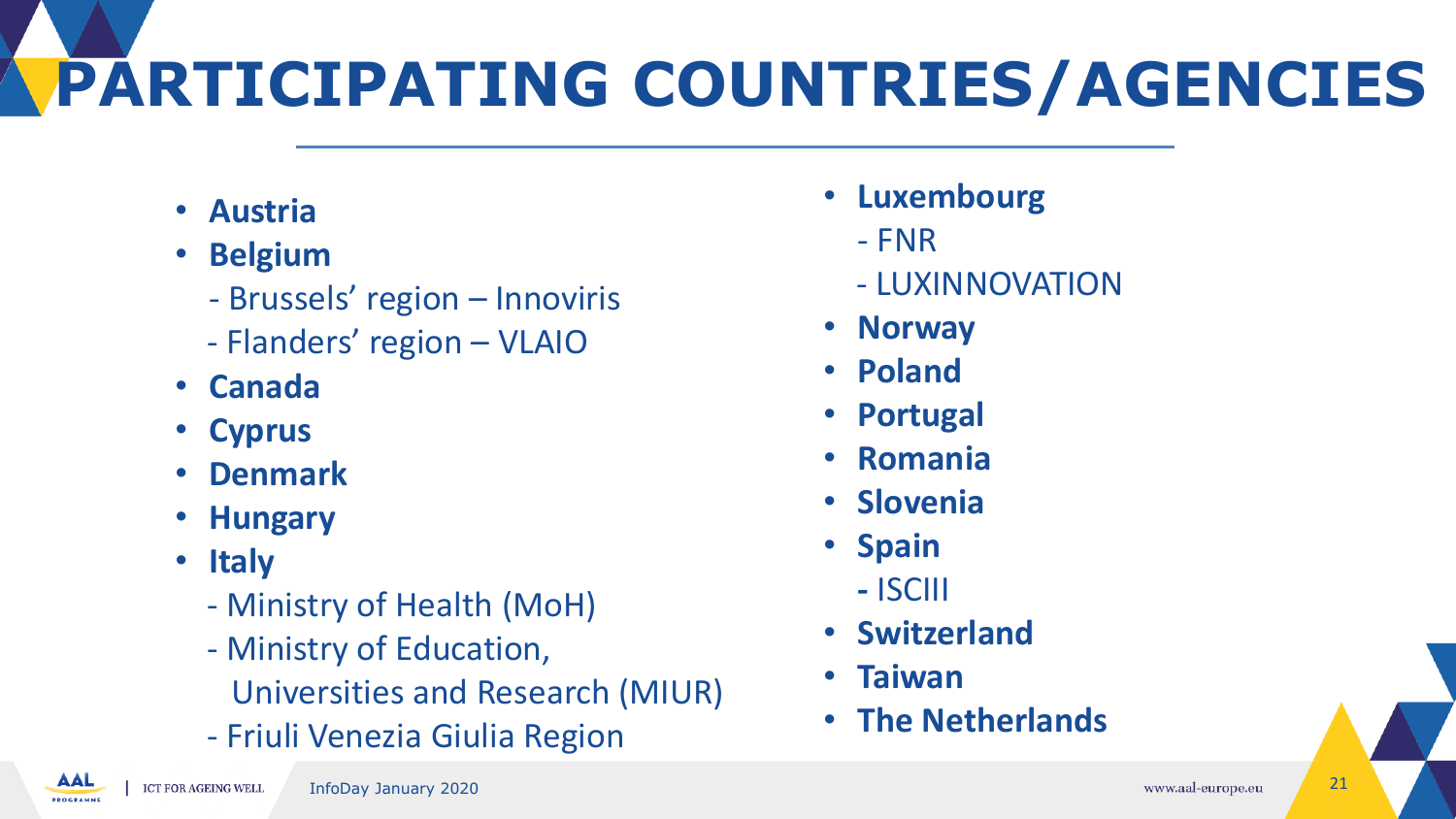# PARTICIPATING COUNTRIES/AGENCIES

- **Austria**
- **Belgium**
  - Brussels' region – Innoviris
  - Flanders' region – VLAIO
- **Canada**
- **Cyprus**
- **Denmark**
- **Hungary**
- **Italy**
  - Ministry of Health (MoH)
  - Ministry of Education, Universities and Research (MIUR)
  - Friuli Venezia Giulia Region
- **Luxembourg**
  - FNR
  - LUXINNOVATION
- **Norway**
- **Poland**
- **Portugal**
- **Romania**
- **Slovenia**
- **Spain**
  - ISCIII
- **Switzerland**
- **Taiwan**
- **The Netherlands**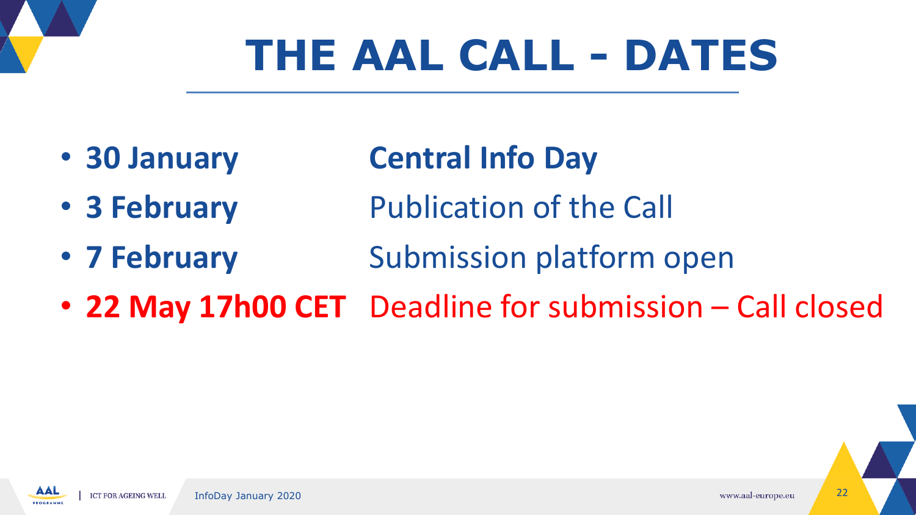# THE AAL CALL - DATES

- **30 January** — **Central Info Day**
- **3 February** — Publication of the Call
- **7 February** — Submission platform open
- **22 May 17h00 CET** — Deadline for submission – Call closed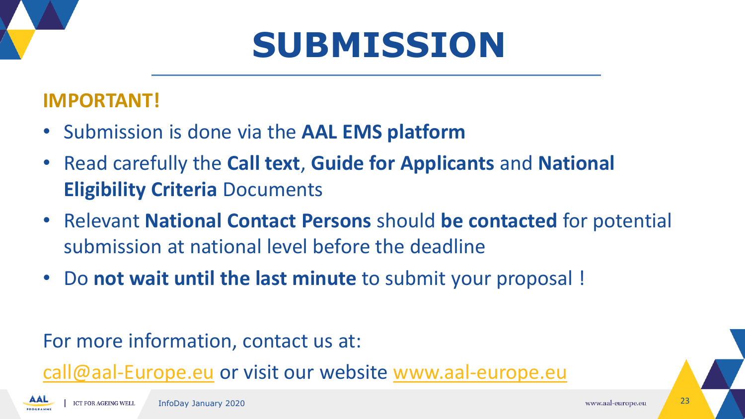# SUBMISSION

**IMPORTANT!**

- Submission is done via the **AAL EMS platform**
- Read carefully the **Call text**, **Guide for Applicants** and **National Eligibility Criteria** Documents
- Relevant **National Contact Persons** should **be contacted** for potential submission at national level before the deadline
- Do **not wait until the last minute** to submit your proposal !

For more information, contact us at:

call@aal-Europe.eu or visit our website www.aal-europe.eu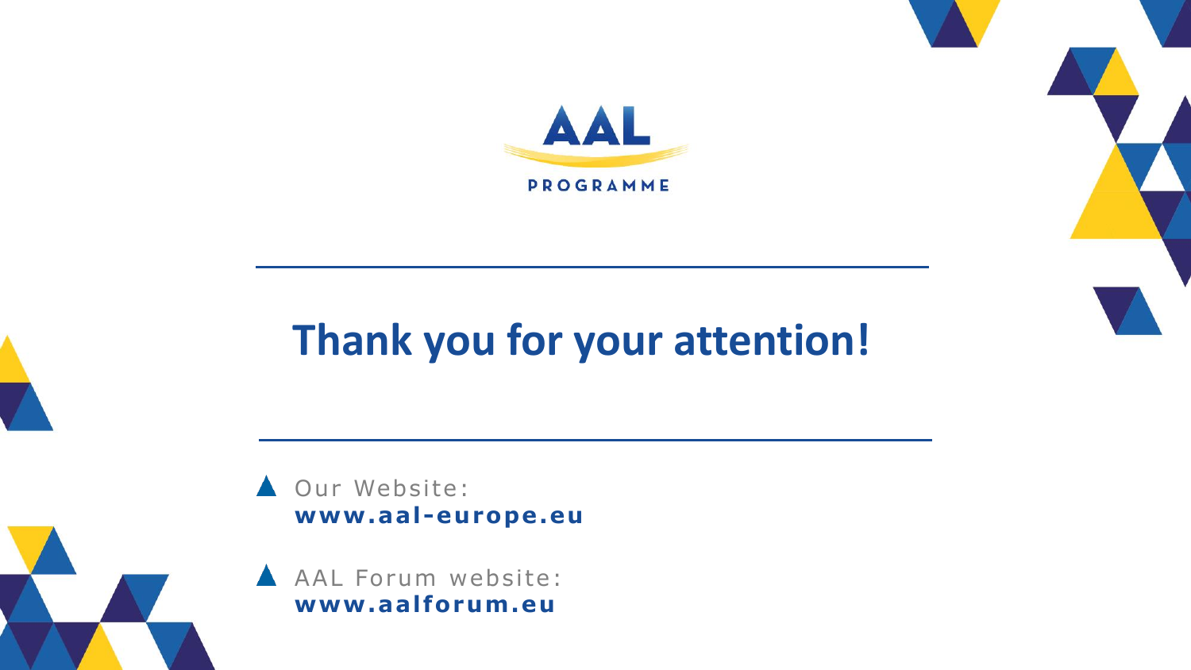AAL

PROGRAMME

# Thank you for your attention!

- Our Website:
  **www.aal-europe.eu**
- AAL Forum website:
  **www.aalforum.eu**